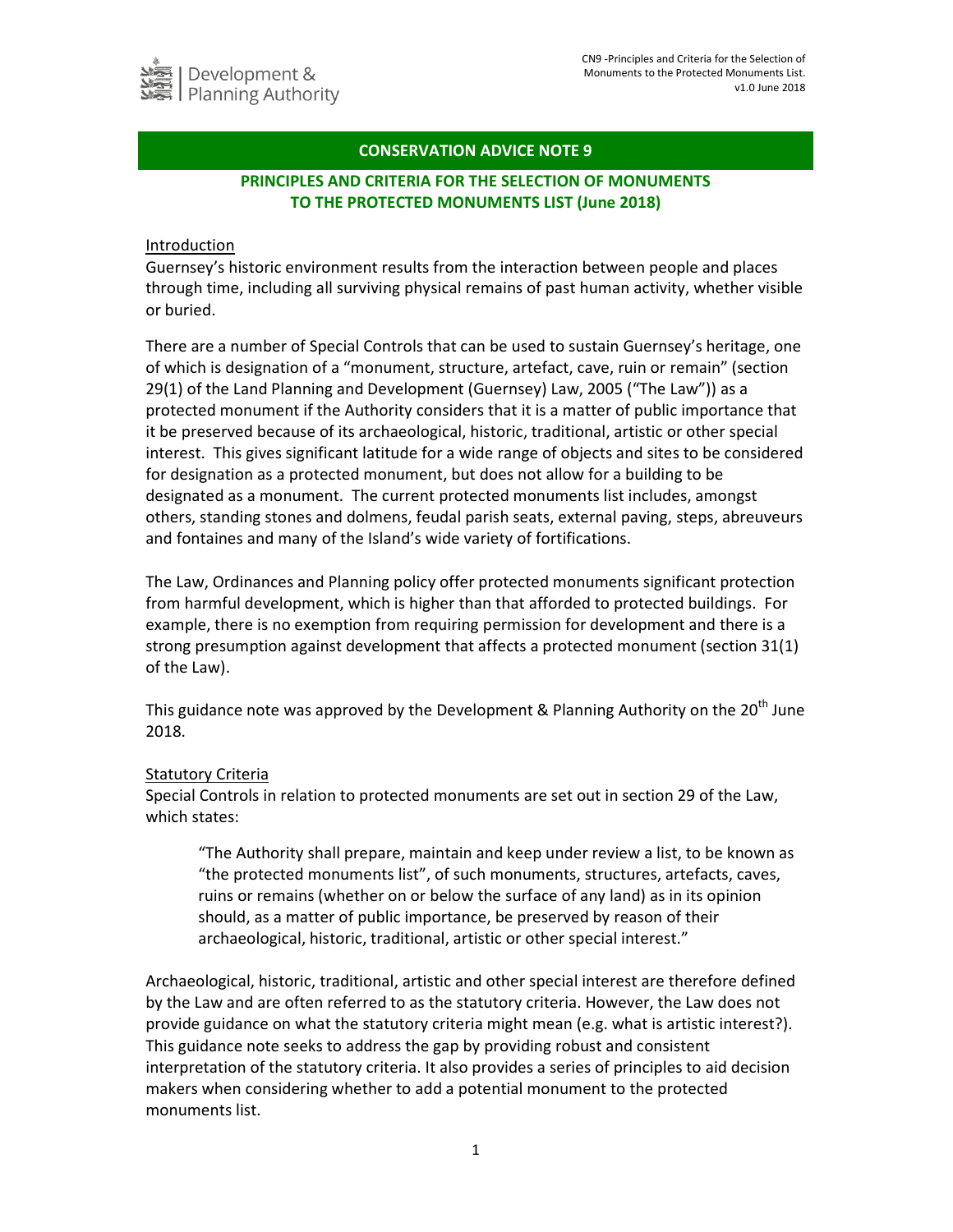# CONSERVATION ADVICE NOTE 9

## PRINCIPLES AND CRITERIA FOR THE SELECTION OF MONUMENTS TO THE PROTECTED MONUMENTS LIST (June 2018)

### Introduction

Guernsey's historic environment results from the interaction between people and places through time, including all surviving physical remains of past human activity, whether visible or buried.

There are a number of Special Controls that can be used to sustain Guernsey's heritage, one of which is designation of a "monument, structure, artefact, cave, ruin or remain" (section 29(1) of the Land Planning and Development (Guernsey) Law, 2005 ("The Law")) as a protected monument if the Authority considers that it is a matter of public importance that it be preserved because of its archaeological, historic, traditional, artistic or other special interest. This gives significant latitude for a wide range of objects and sites to be considered for designation as a protected monument, but does not allow for a building to be designated as a monument. The current protected monuments list includes, amongst others, standing stones and dolmens, feudal parish seats, external paving, steps, abreuveurs and fontaines and many of the Island's wide variety of fortifications.

The Law, Ordinances and Planning policy offer protected monuments significant protection from harmful development, which is higher than that afforded to protected buildings. For example, there is no exemption from requiring permission for development and there is a strong presumption against development that affects a protected monument (section 31(1) of the Law).

This guidance note was approved by the Development & Planning Authority on the 20th June 2018.

### Statutory Criteria

Special Controls in relation to protected monuments are set out in section 29 of the Law, which states:

> "The Authority shall prepare, maintain and keep under review a list, to be known as "the protected monuments list", of such monuments, structures, artefacts, caves, ruins or remains (whether on or below the surface of any land) as in its opinion should, as a matter of public importance, be preserved by reason of their archaeological, historic, traditional, artistic or other special interest."

Archaeological, historic, traditional, artistic and other special interest are therefore defined by the Law and are often referred to as the statutory criteria. However, the Law does not provide guidance on what the statutory criteria might mean (e.g. what is artistic interest?). This guidance note seeks to address the gap by providing robust and consistent interpretation of the statutory criteria. It also provides a series of principles to aid decision makers when considering whether to add a potential monument to the protected monuments list.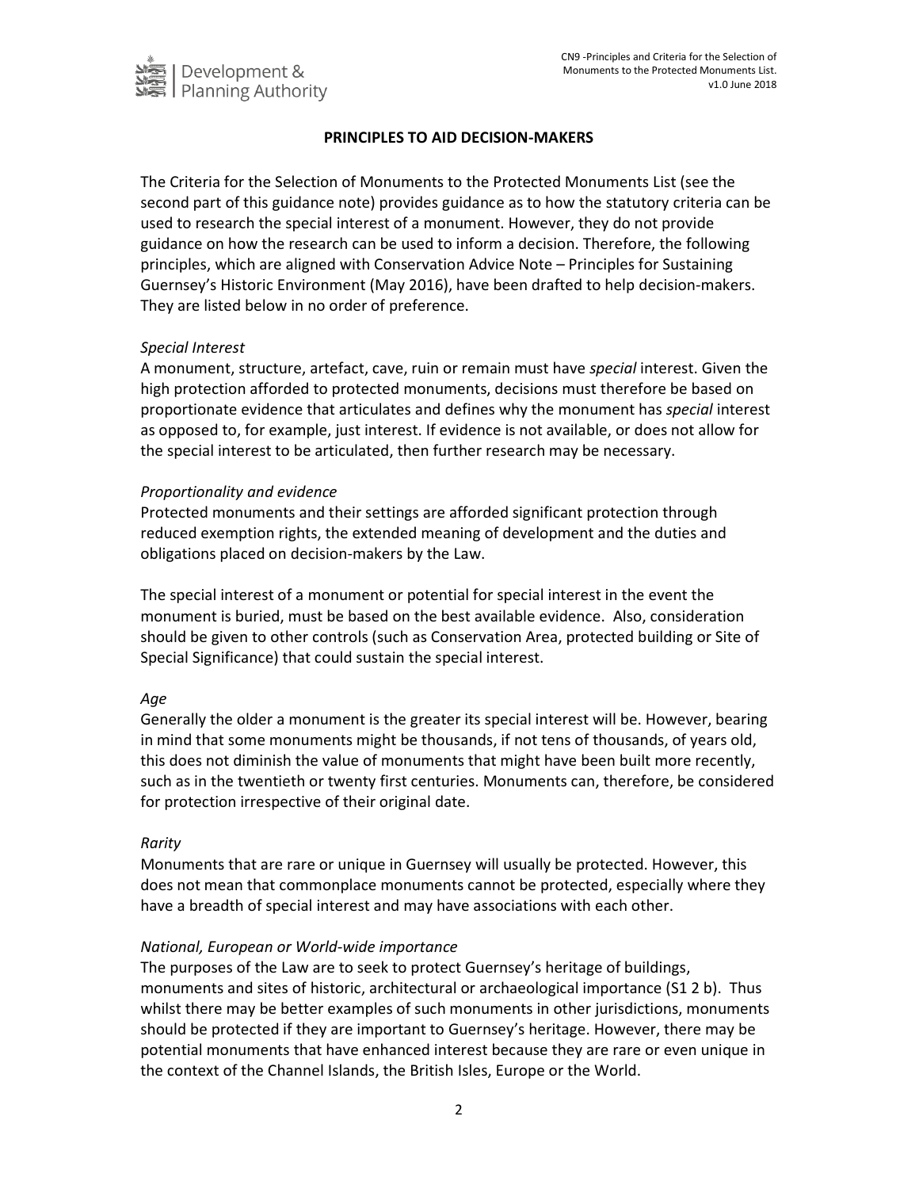## PRINCIPLES TO AID DECISION-MAKERS

The Criteria for the Selection of Monuments to the Protected Monuments List (see the second part of this guidance note) provides guidance as to how the statutory criteria can be used to research the special interest of a monument. However, they do not provide guidance on how the research can be used to inform a decision. Therefore, the following principles, which are aligned with Conservation Advice Note – Principles for Sustaining Guernsey's Historic Environment (May 2016), have been drafted to help decision-makers. They are listed below in no order of preference.

*Special Interest*

A monument, structure, artefact, cave, ruin or remain must have *special* interest. Given the high protection afforded to protected monuments, decisions must therefore be based on proportionate evidence that articulates and defines why the monument has *special* interest as opposed to, for example, just interest. If evidence is not available, or does not allow for the special interest to be articulated, then further research may be necessary.

*Proportionality and evidence*

Protected monuments and their settings are afforded significant protection through reduced exemption rights, the extended meaning of development and the duties and obligations placed on decision-makers by the Law.

The special interest of a monument or potential for special interest in the event the monument is buried, must be based on the best available evidence. Also, consideration should be given to other controls (such as Conservation Area, protected building or Site of Special Significance) that could sustain the special interest.

*Age*

Generally the older a monument is the greater its special interest will be. However, bearing in mind that some monuments might be thousands, if not tens of thousands, of years old, this does not diminish the value of monuments that might have been built more recently, such as in the twentieth or twenty first centuries. Monuments can, therefore, be considered for protection irrespective of their original date.

*Rarity*

Monuments that are rare or unique in Guernsey will usually be protected. However, this does not mean that commonplace monuments cannot be protected, especially where they have a breadth of special interest and may have associations with each other.

*National, European or World-wide importance*

The purposes of the Law are to seek to protect Guernsey's heritage of buildings, monuments and sites of historic, architectural or archaeological importance (S1 2 b). Thus whilst there may be better examples of such monuments in other jurisdictions, monuments should be protected if they are important to Guernsey's heritage. However, there may be potential monuments that have enhanced interest because they are rare or even unique in the context of the Channel Islands, the British Isles, Europe or the World.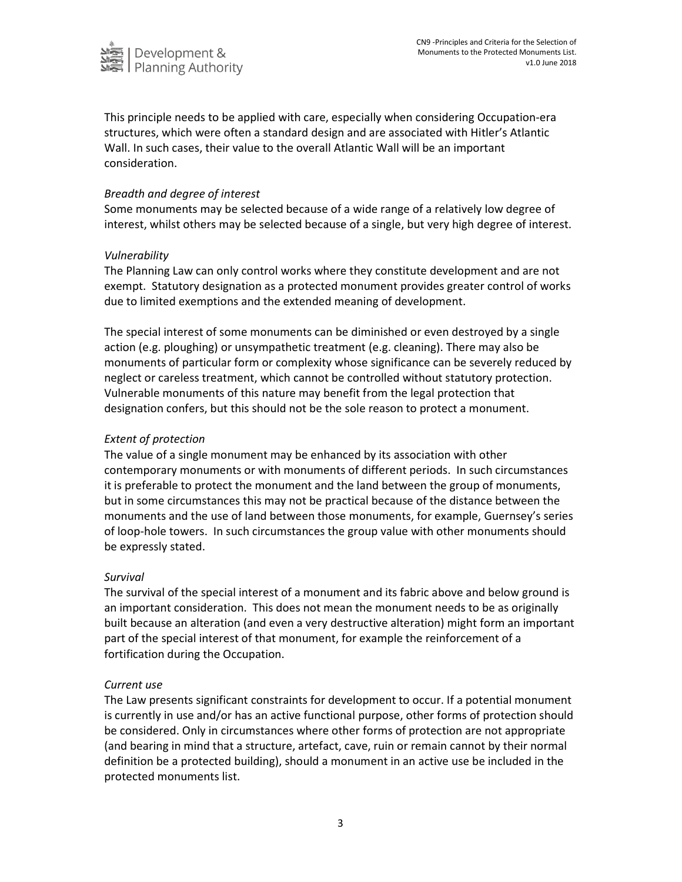This principle needs to be applied with care, especially when considering Occupation-era structures, which were often a standard design and are associated with Hitler's Atlantic Wall. In such cases, their value to the overall Atlantic Wall will be an important consideration.

*Breadth and degree of interest*

Some monuments may be selected because of a wide range of a relatively low degree of interest, whilst others may be selected because of a single, but very high degree of interest.

*Vulnerability*

The Planning Law can only control works where they constitute development and are not exempt. Statutory designation as a protected monument provides greater control of works due to limited exemptions and the extended meaning of development.

The special interest of some monuments can be diminished or even destroyed by a single action (e.g. ploughing) or unsympathetic treatment (e.g. cleaning). There may also be monuments of particular form or complexity whose significance can be severely reduced by neglect or careless treatment, which cannot be controlled without statutory protection. Vulnerable monuments of this nature may benefit from the legal protection that designation confers, but this should not be the sole reason to protect a monument.

*Extent of protection*

The value of a single monument may be enhanced by its association with other contemporary monuments or with monuments of different periods. In such circumstances it is preferable to protect the monument and the land between the group of monuments, but in some circumstances this may not be practical because of the distance between the monuments and the use of land between those monuments, for example, Guernsey's series of loop-hole towers. In such circumstances the group value with other monuments should be expressly stated.

*Survival*

The survival of the special interest of a monument and its fabric above and below ground is an important consideration. This does not mean the monument needs to be as originally built because an alteration (and even a very destructive alteration) might form an important part of the special interest of that monument, for example the reinforcement of a fortification during the Occupation.

*Current use*

The Law presents significant constraints for development to occur. If a potential monument is currently in use and/or has an active functional purpose, other forms of protection should be considered. Only in circumstances where other forms of protection are not appropriate (and bearing in mind that a structure, artefact, cave, ruin or remain cannot by their normal definition be a protected building), should a monument in an active use be included in the protected monuments list.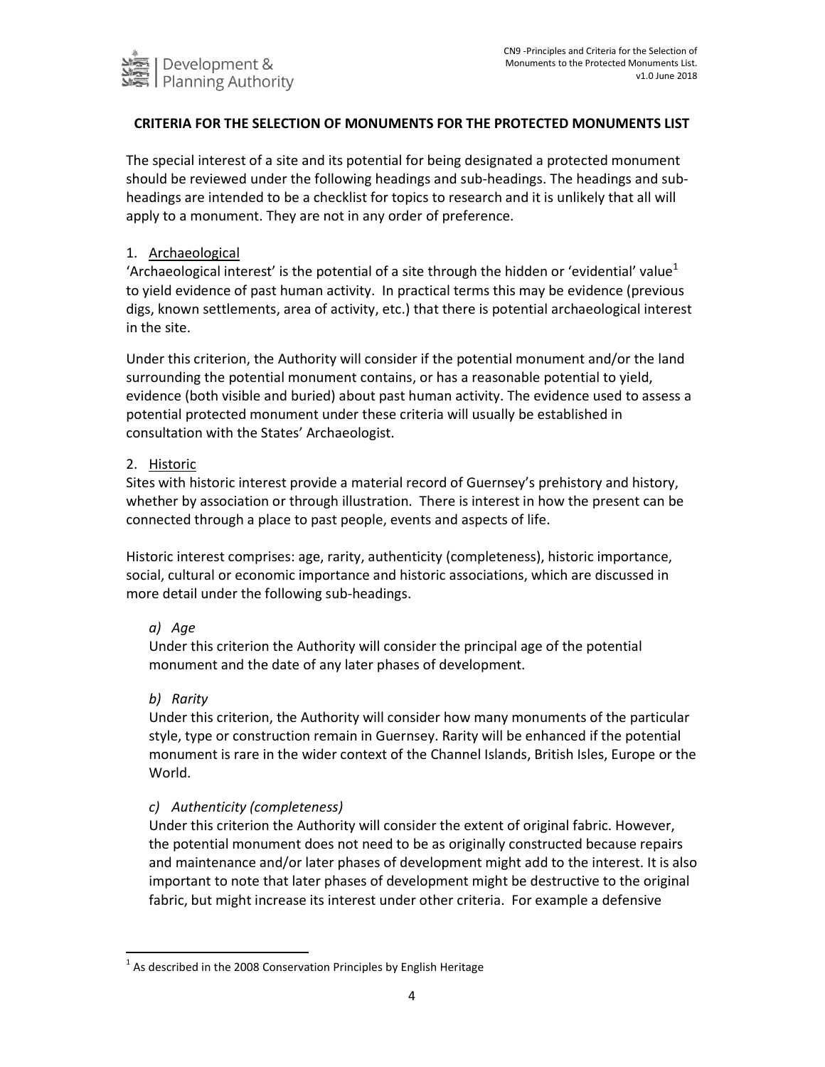**CRITERIA FOR THE SELECTION OF MONUMENTS FOR THE PROTECTED MONUMENTS LIST**

The special interest of a site and its potential for being designated a protected monument should be reviewed under the following headings and sub-headings. The headings and sub-headings are intended to be a checklist for topics to research and it is unlikely that all will apply to a monument. They are not in any order of preference.

1. Archaeological

'Archaeological interest' is the potential of a site through the hidden or 'evidential' value[1] to yield evidence of past human activity. In practical terms this may be evidence (previous digs, known settlements, area of activity, etc.) that there is potential archaeological interest in the site.

Under this criterion, the Authority will consider if the potential monument and/or the land surrounding the potential monument contains, or has a reasonable potential to yield, evidence (both visible and buried) about past human activity. The evidence used to assess a potential protected monument under these criteria will usually be established in consultation with the States' Archaeologist.

2. Historic

Sites with historic interest provide a material record of Guernsey's prehistory and history, whether by association or through illustration. There is interest in how the present can be connected through a place to past people, events and aspects of life.

Historic interest comprises: age, rarity, authenticity (completeness), historic importance, social, cultural or economic importance and historic associations, which are discussed in more detail under the following sub-headings.

*a) Age*

Under this criterion the Authority will consider the principal age of the potential monument and the date of any later phases of development.

*b) Rarity*

Under this criterion, the Authority will consider how many monuments of the particular style, type or construction remain in Guernsey. Rarity will be enhanced if the potential monument is rare in the wider context of the Channel Islands, British Isles, Europe or the World.

*c) Authenticity (completeness)*

Under this criterion the Authority will consider the extent of original fabric. However, the potential monument does not need to be as originally constructed because repairs and maintenance and/or later phases of development might add to the interest. It is also important to note that later phases of development might be destructive to the original fabric, but might increase its interest under other criteria. For example a defensive

[1] As described in the 2008 Conservation Principles by English Heritage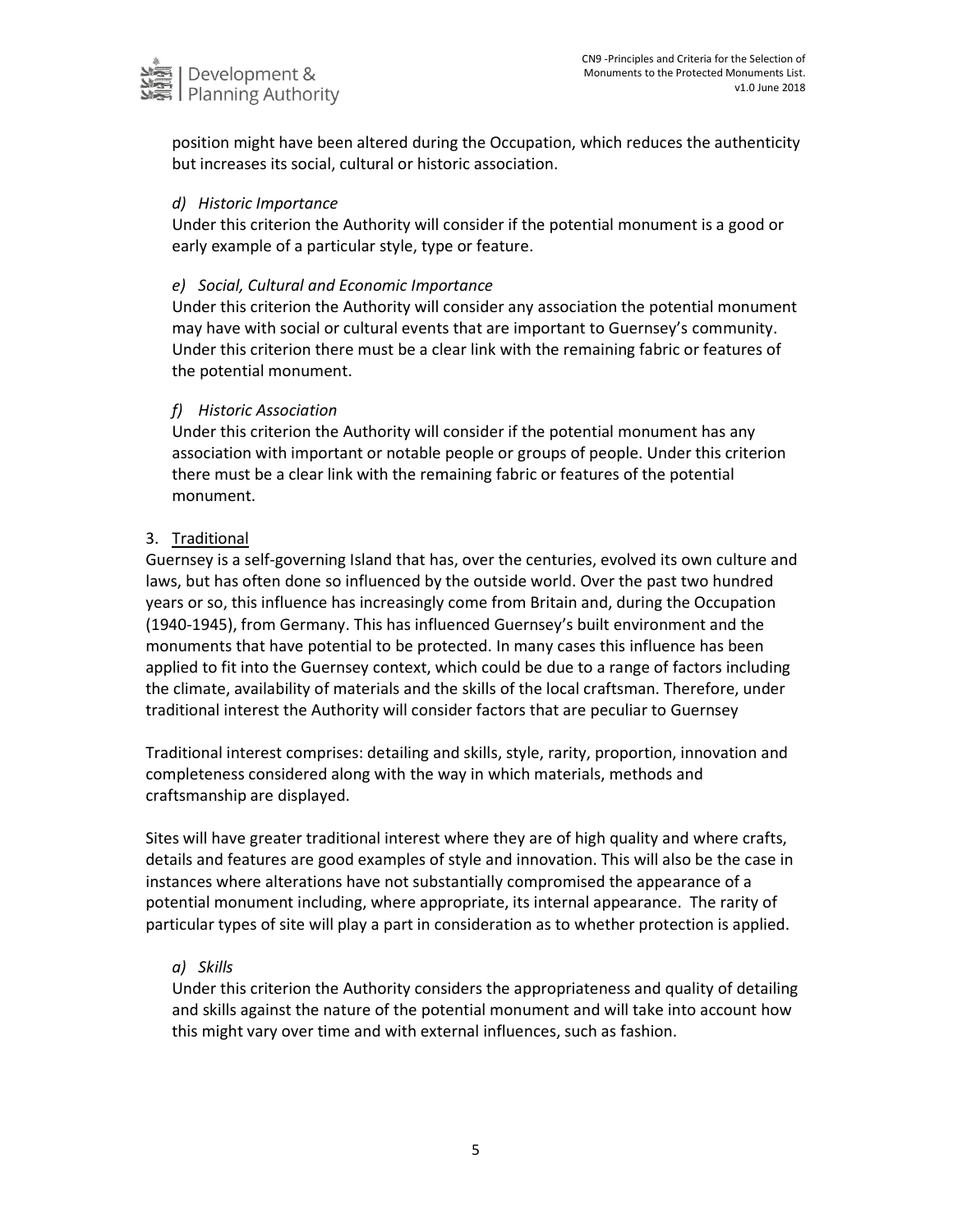position might have been altered during the Occupation, which reduces the authenticity but increases its social, cultural or historic association.

*d) Historic Importance*

Under this criterion the Authority will consider if the potential monument is a good or early example of a particular style, type or feature.

*e) Social, Cultural and Economic Importance*

Under this criterion the Authority will consider any association the potential monument may have with social or cultural events that are important to Guernsey's community. Under this criterion there must be a clear link with the remaining fabric or features of the potential monument.

*f) Historic Association*

Under this criterion the Authority will consider if the potential monument has any association with important or notable people or groups of people. Under this criterion there must be a clear link with the remaining fabric or features of the potential monument.

3. Traditional

Guernsey is a self-governing Island that has, over the centuries, evolved its own culture and laws, but has often done so influenced by the outside world. Over the past two hundred years or so, this influence has increasingly come from Britain and, during the Occupation (1940-1945), from Germany. This has influenced Guernsey's built environment and the monuments that have potential to be protected. In many cases this influence has been applied to fit into the Guernsey context, which could be due to a range of factors including the climate, availability of materials and the skills of the local craftsman. Therefore, under traditional interest the Authority will consider factors that are peculiar to Guernsey

Traditional interest comprises: detailing and skills, style, rarity, proportion, innovation and completeness considered along with the way in which materials, methods and craftsmanship are displayed.

Sites will have greater traditional interest where they are of high quality and where crafts, details and features are good examples of style and innovation. This will also be the case in instances where alterations have not substantially compromised the appearance of a potential monument including, where appropriate, its internal appearance. The rarity of particular types of site will play a part in consideration as to whether protection is applied.

*a) Skills*

Under this criterion the Authority considers the appropriateness and quality of detailing and skills against the nature of the potential monument and will take into account how this might vary over time and with external influences, such as fashion.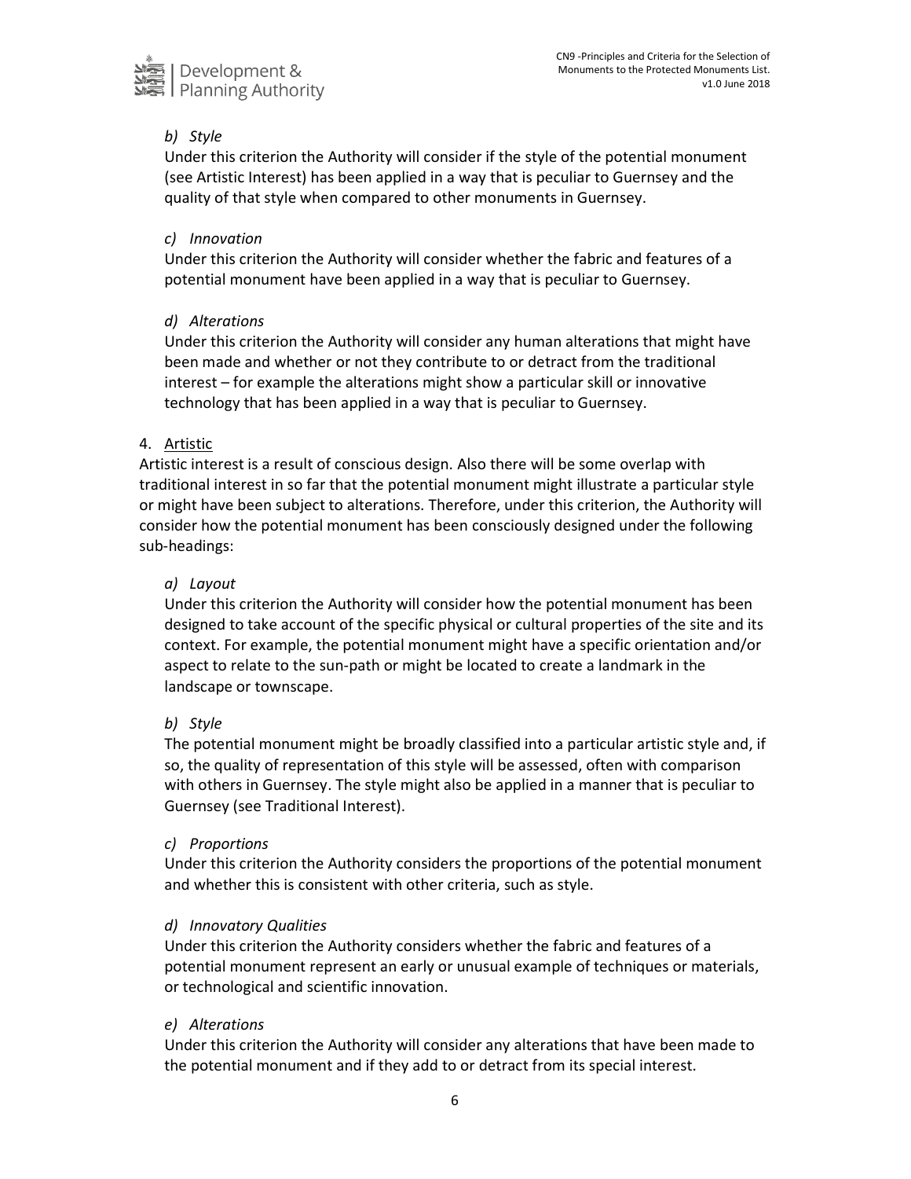*b) Style*

Under this criterion the Authority will consider if the style of the potential monument (see Artistic Interest) has been applied in a way that is peculiar to Guernsey and the quality of that style when compared to other monuments in Guernsey.

*c) Innovation*

Under this criterion the Authority will consider whether the fabric and features of a potential monument have been applied in a way that is peculiar to Guernsey.

*d) Alterations*

Under this criterion the Authority will consider any human alterations that might have been made and whether or not they contribute to or detract from the traditional interest – for example the alterations might show a particular skill or innovative technology that has been applied in a way that is peculiar to Guernsey.

4. <u>Artistic</u>

Artistic interest is a result of conscious design. Also there will be some overlap with traditional interest in so far that the potential monument might illustrate a particular style or might have been subject to alterations. Therefore, under this criterion, the Authority will consider how the potential monument has been consciously designed under the following sub-headings:

*a) Layout*

Under this criterion the Authority will consider how the potential monument has been designed to take account of the specific physical or cultural properties of the site and its context. For example, the potential monument might have a specific orientation and/or aspect to relate to the sun-path or might be located to create a landmark in the landscape or townscape.

*b) Style*

The potential monument might be broadly classified into a particular artistic style and, if so, the quality of representation of this style will be assessed, often with comparison with others in Guernsey. The style might also be applied in a manner that is peculiar to Guernsey (see Traditional Interest).

*c) Proportions*

Under this criterion the Authority considers the proportions of the potential monument and whether this is consistent with other criteria, such as style.

*d) Innovatory Qualities*

Under this criterion the Authority considers whether the fabric and features of a potential monument represent an early or unusual example of techniques or materials, or technological and scientific innovation.

*e) Alterations*

Under this criterion the Authority will consider any alterations that have been made to the potential monument and if they add to or detract from its special interest.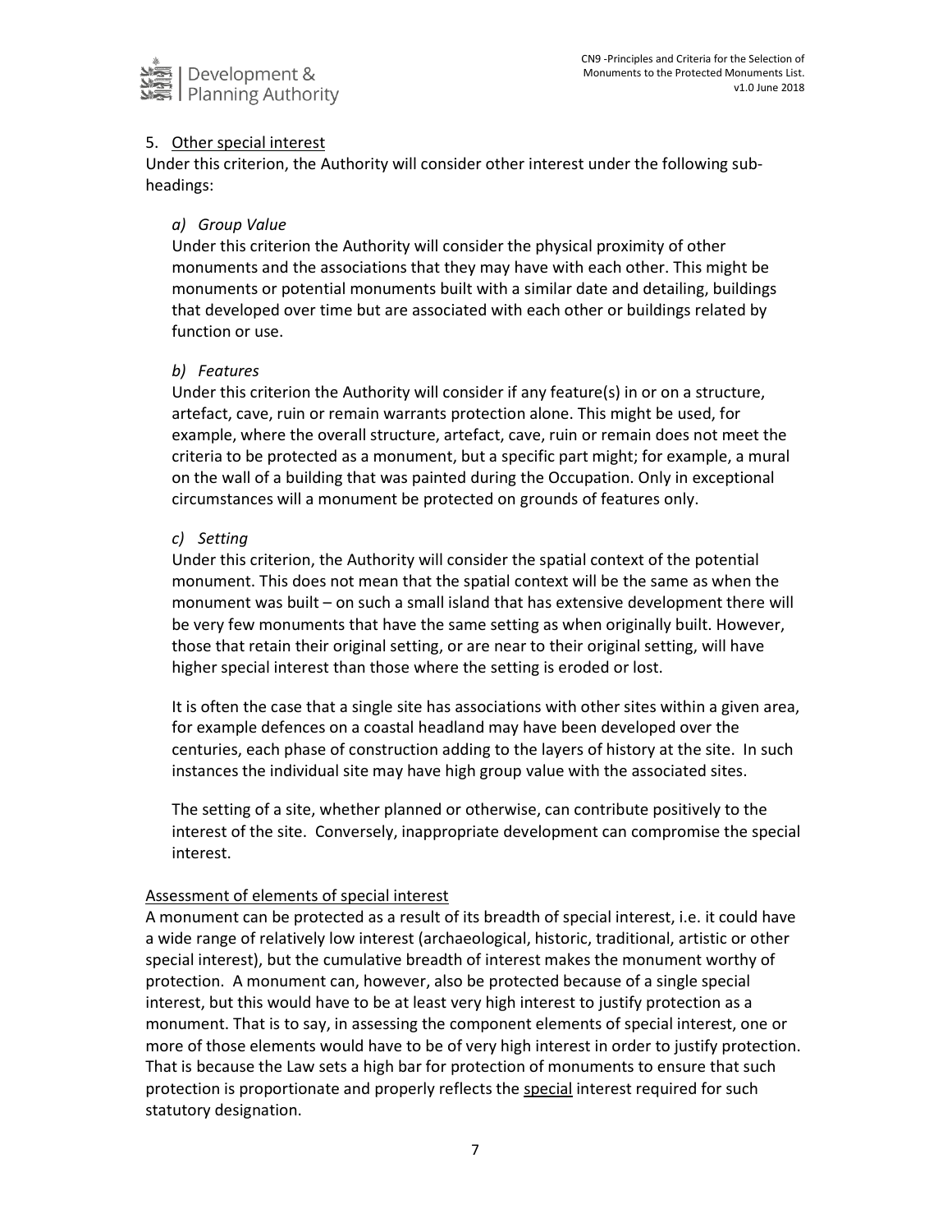5. Other special interest

Under this criterion, the Authority will consider other interest under the following sub-headings:

*a) Group Value*

Under this criterion the Authority will consider the physical proximity of other monuments and the associations that they may have with each other. This might be monuments or potential monuments built with a similar date and detailing, buildings that developed over time but are associated with each other or buildings related by function or use.

*b) Features*

Under this criterion the Authority will consider if any feature(s) in or on a structure, artefact, cave, ruin or remain warrants protection alone. This might be used, for example, where the overall structure, artefact, cave, ruin or remain does not meet the criteria to be protected as a monument, but a specific part might; for example, a mural on the wall of a building that was painted during the Occupation. Only in exceptional circumstances will a monument be protected on grounds of features only.

*c) Setting*

Under this criterion, the Authority will consider the spatial context of the potential monument. This does not mean that the spatial context will be the same as when the monument was built – on such a small island that has extensive development there will be very few monuments that have the same setting as when originally built. However, those that retain their original setting, or are near to their original setting, will have higher special interest than those where the setting is eroded or lost.

It is often the case that a single site has associations with other sites within a given area, for example defences on a coastal headland may have been developed over the centuries, each phase of construction adding to the layers of history at the site. In such instances the individual site may have high group value with the associated sites.

The setting of a site, whether planned or otherwise, can contribute positively to the interest of the site. Conversely, inappropriate development can compromise the special interest.

Assessment of elements of special interest

A monument can be protected as a result of its breadth of special interest, i.e. it could have a wide range of relatively low interest (archaeological, historic, traditional, artistic or other special interest), but the cumulative breadth of interest makes the monument worthy of protection. A monument can, however, also be protected because of a single special interest, but this would have to be at least very high interest to justify protection as a monument. That is to say, in assessing the component elements of special interest, one or more of those elements would have to be of very high interest in order to justify protection. That is because the Law sets a high bar for protection of monuments to ensure that such protection is proportionate and properly reflects the special interest required for such statutory designation.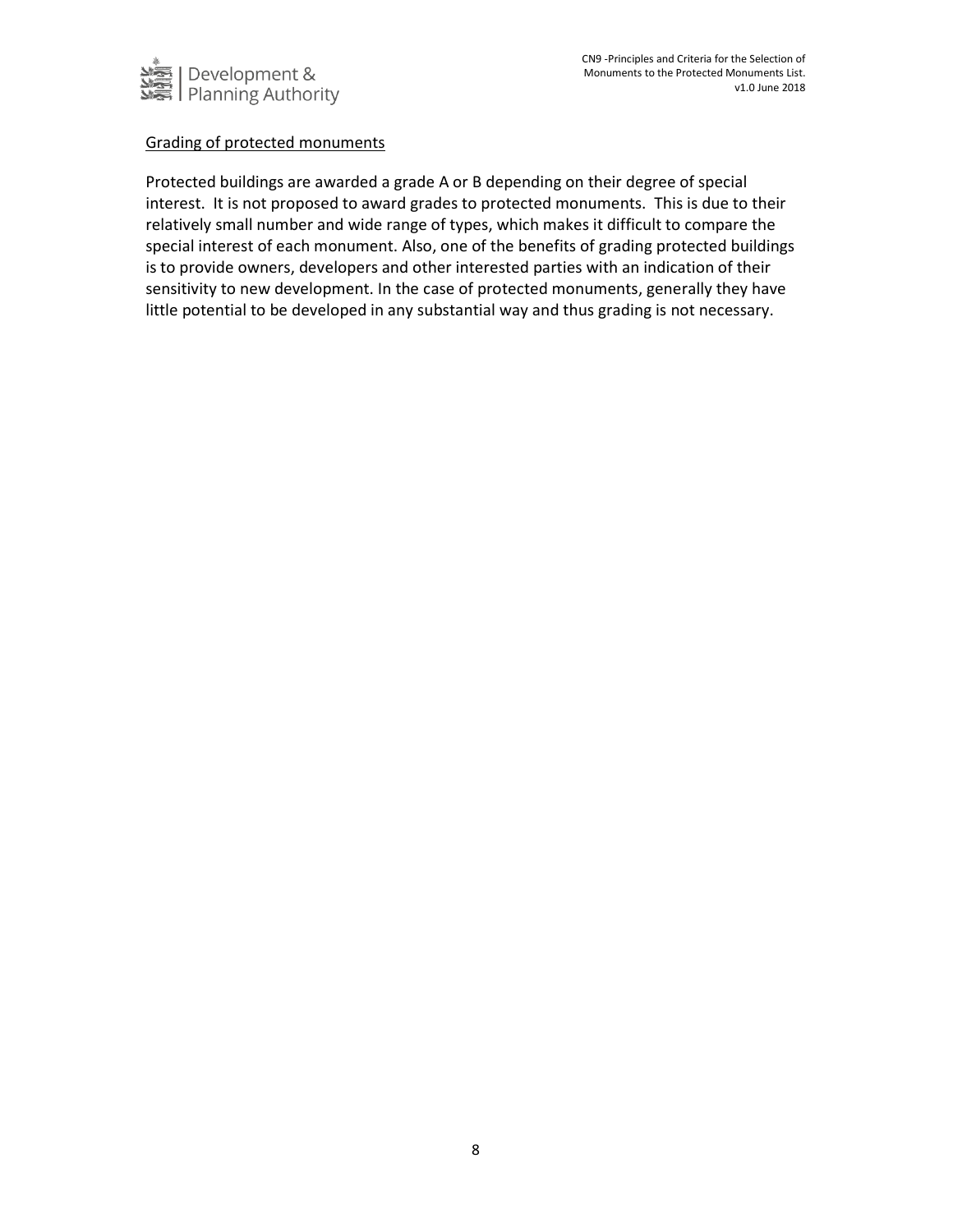## Grading of protected monuments

Protected buildings are awarded a grade A or B depending on their degree of special interest. It is not proposed to award grades to protected monuments. This is due to their relatively small number and wide range of types, which makes it difficult to compare the special interest of each monument. Also, one of the benefits of grading protected buildings is to provide owners, developers and other interested parties with an indication of their sensitivity to new development. In the case of protected monuments, generally they have little potential to be developed in any substantial way and thus grading is not necessary.